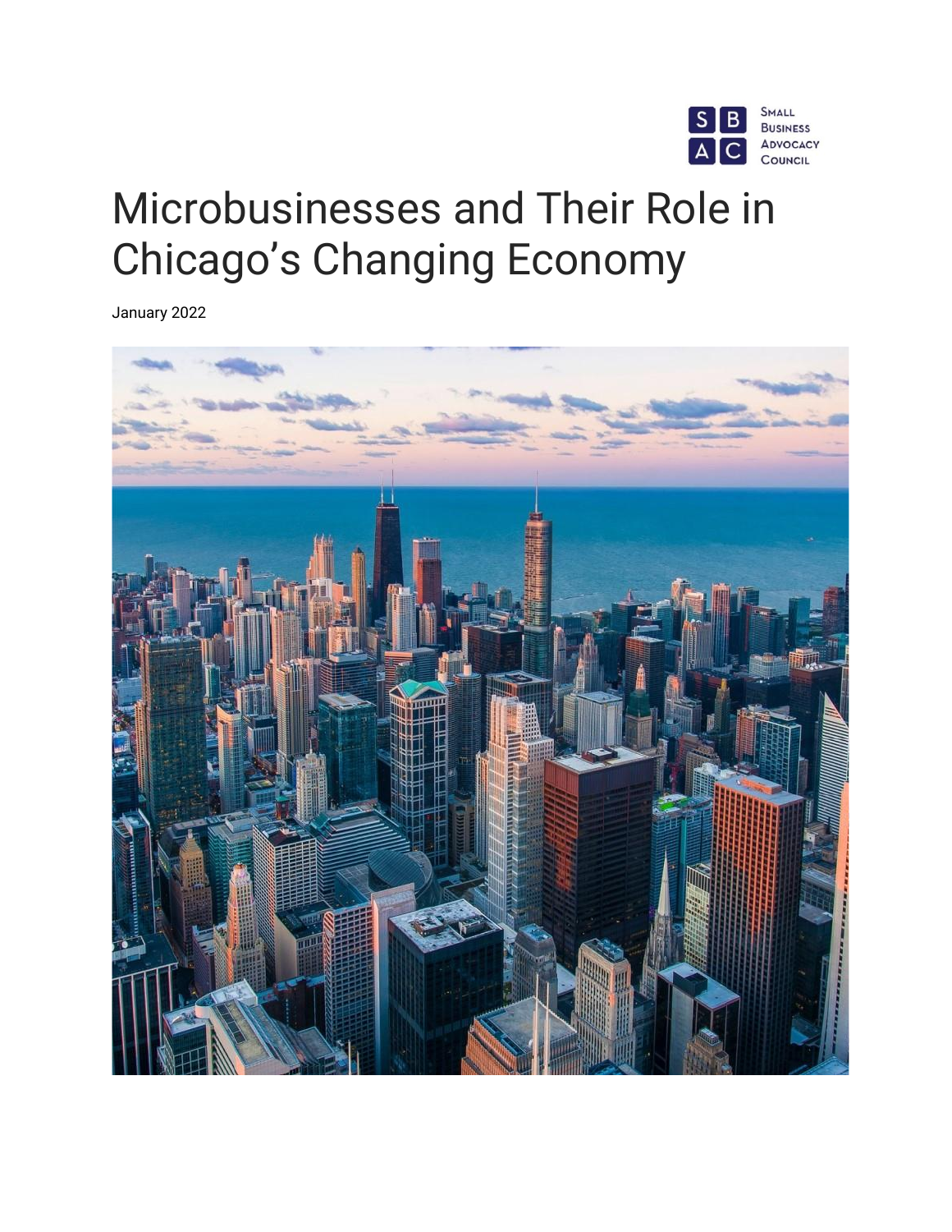SMALL BUSINESS ADVOCACY COUNCIL

# Microbusinesses and Their Role in Chicago's Changing Economy

January 2022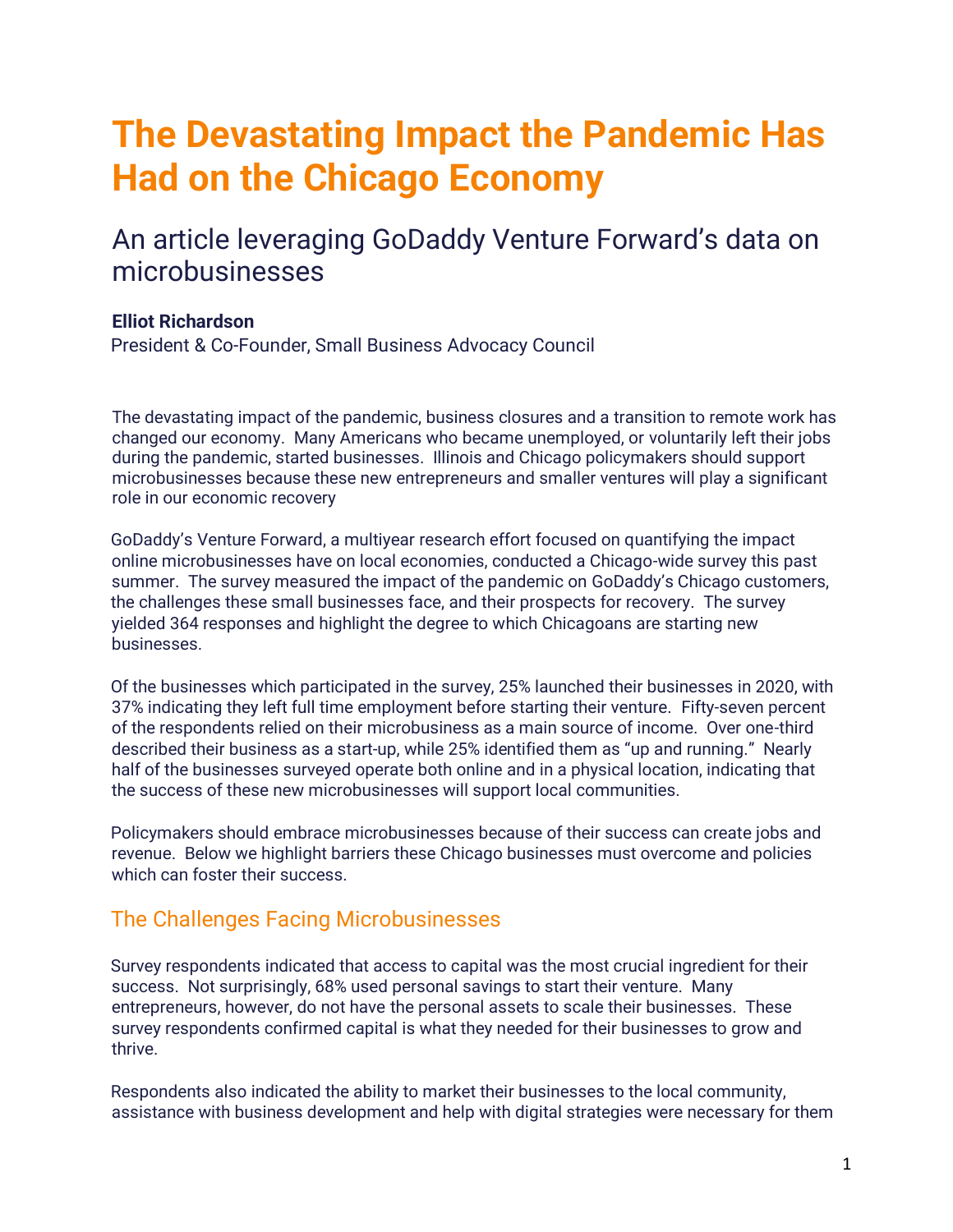# The Devastating Impact the Pandemic Has Had on the Chicago Economy

## An article leveraging GoDaddy Venture Forward's data on microbusinesses

**Elliot Richardson**
President & Co-Founder, Small Business Advocacy Council

The devastating impact of the pandemic, business closures and a transition to remote work has changed our economy. Many Americans who became unemployed, or voluntarily left their jobs during the pandemic, started businesses. Illinois and Chicago policymakers should support microbusinesses because these new entrepreneurs and smaller ventures will play a significant role in our economic recovery

GoDaddy's Venture Forward, a multiyear research effort focused on quantifying the impact online microbusinesses have on local economies, conducted a Chicago-wide survey this past summer. The survey measured the impact of the pandemic on GoDaddy's Chicago customers, the challenges these small businesses face, and their prospects for recovery. The survey yielded 364 responses and highlight the degree to which Chicagoans are starting new businesses.

Of the businesses which participated in the survey, 25% launched their businesses in 2020, with 37% indicating they left full time employment before starting their venture. Fifty-seven percent of the respondents relied on their microbusiness as a main source of income. Over one-third described their business as a start-up, while 25% identified them as "up and running." Nearly half of the businesses surveyed operate both online and in a physical location, indicating that the success of these new microbusinesses will support local communities.

Policymakers should embrace microbusinesses because of their success can create jobs and revenue. Below we highlight barriers these Chicago businesses must overcome and policies which can foster their success.

### The Challenges Facing Microbusinesses

Survey respondents indicated that access to capital was the most crucial ingredient for their success. Not surprisingly, 68% used personal savings to start their venture. Many entrepreneurs, however, do not have the personal assets to scale their businesses. These survey respondents confirmed capital is what they needed for their businesses to grow and thrive.

Respondents also indicated the ability to market their businesses to the local community, assistance with business development and help with digital strategies were necessary for them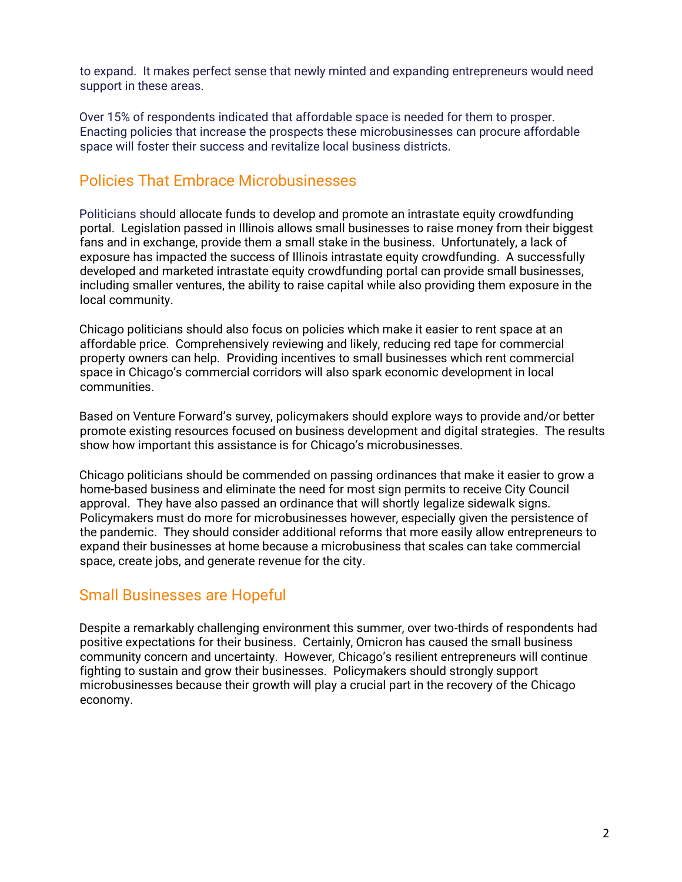to expand. It makes perfect sense that newly minted and expanding entrepreneurs would need support in these areas.

Over 15% of respondents indicated that affordable space is needed for them to prosper. Enacting policies that increase the prospects these microbusinesses can procure affordable space will foster their success and revitalize local business districts.

## Policies That Embrace Microbusinesses

Politicians should allocate funds to develop and promote an intrastate equity crowdfunding portal. Legislation passed in Illinois allows small businesses to raise money from their biggest fans and in exchange, provide them a small stake in the business. Unfortunately, a lack of exposure has impacted the success of Illinois intrastate equity crowdfunding. A successfully developed and marketed intrastate equity crowdfunding portal can provide small businesses, including smaller ventures, the ability to raise capital while also providing them exposure in the local community.

Chicago politicians should also focus on policies which make it easier to rent space at an affordable price. Comprehensively reviewing and likely, reducing red tape for commercial property owners can help. Providing incentives to small businesses which rent commercial space in Chicago's commercial corridors will also spark economic development in local communities.

Based on Venture Forward's survey, policymakers should explore ways to provide and/or better promote existing resources focused on business development and digital strategies. The results show how important this assistance is for Chicago's microbusinesses.

Chicago politicians should be commended on passing ordinances that make it easier to grow a home-based business and eliminate the need for most sign permits to receive City Council approval. They have also passed an ordinance that will shortly legalize sidewalk signs. Policymakers must do more for microbusinesses however, especially given the persistence of the pandemic. They should consider additional reforms that more easily allow entrepreneurs to expand their businesses at home because a microbusiness that scales can take commercial space, create jobs, and generate revenue for the city.

## Small Businesses are Hopeful

Despite a remarkably challenging environment this summer, over two-thirds of respondents had positive expectations for their business. Certainly, Omicron has caused the small business community concern and uncertainty. However, Chicago's resilient entrepreneurs will continue fighting to sustain and grow their businesses. Policymakers should strongly support microbusinesses because their growth will play a crucial part in the recovery of the Chicago economy.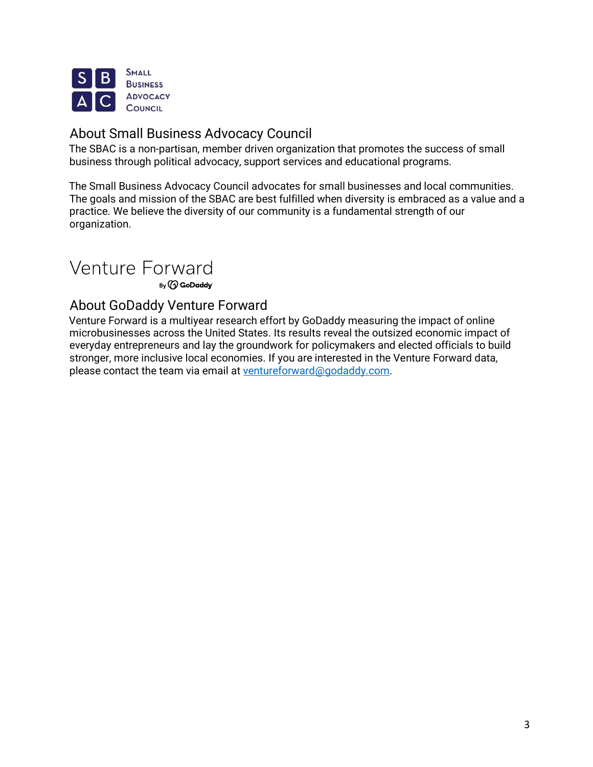## About Small Business Advocacy Council

The SBAC is a non-partisan, member driven organization that promotes the success of small business through political advocacy, support services and educational programs.

The Small Business Advocacy Council advocates for small businesses and local communities. The goals and mission of the SBAC are best fulfilled when diversity is embraced as a value and a practice. We believe the diversity of our community is a fundamental strength of our organization.

## About GoDaddy Venture Forward

Venture Forward is a multiyear research effort by GoDaddy measuring the impact of online microbusinesses across the United States. Its results reveal the outsized economic impact of everyday entrepreneurs and lay the groundwork for policymakers and elected officials to build stronger, more inclusive local economies. If you are interested in the Venture Forward data, please contact the team via email at ventureforward@godaddy.com.